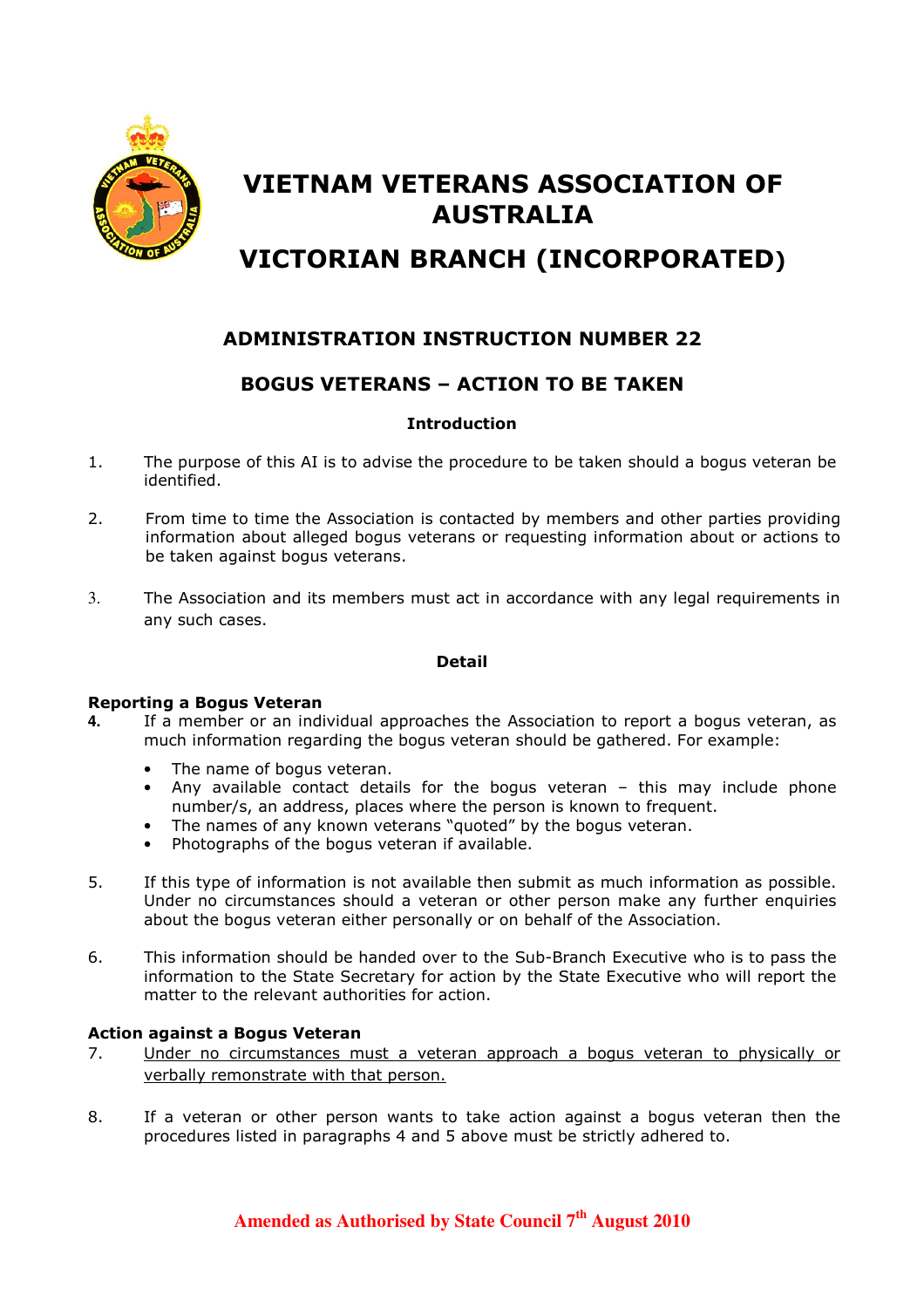# VIETNAM VETERANS ASSOCIATION OF AUSTRALIA

# VICTORIAN BRANCH (INCORPORATED)

## ADMINISTRATION INSTRUCTION NUMBER 22

## BOGUS VETERANS – ACTION TO BE TAKEN

### Introduction

1. The purpose of this AI is to advise the procedure to be taken should a bogus veteran be identified.

2. From time to time the Association is contacted by members and other parties providing information about alleged bogus veterans or requesting information about or actions to be taken against bogus veterans.

3. The Association and its members must act in accordance with any legal requirements in any such cases.

### Detail

**Reporting a Bogus Veteran**

4. If a member or an individual approaches the Association to report a bogus veteran, as much information regarding the bogus veteran should be gathered. For example:
   - The name of bogus veteran.
   - Any available contact details for the bogus veteran – this may include phone number/s, an address, places where the person is known to frequent.
   - The names of any known veterans "quoted" by the bogus veteran.
   - Photographs of the bogus veteran if available.

5. If this type of information is not available then submit as much information as possible. Under no circumstances should a veteran or other person make any further enquiries about the bogus veteran either personally or on behalf of the Association.

6. This information should be handed over to the Sub-Branch Executive who is to pass the information to the State Secretary for action by the State Executive who will report the matter to the relevant authorities for action.

**Action against a Bogus Veteran**

7. <u>Under no circumstances must a veteran approach a bogus veteran to physically or verbally remonstrate with that person.</u>

8. If a veteran or other person wants to take action against a bogus veteran then the procedures listed in paragraphs 4 and 5 above must be strictly adhered to.

**Amended as Authorised by State Council 7th August 2010**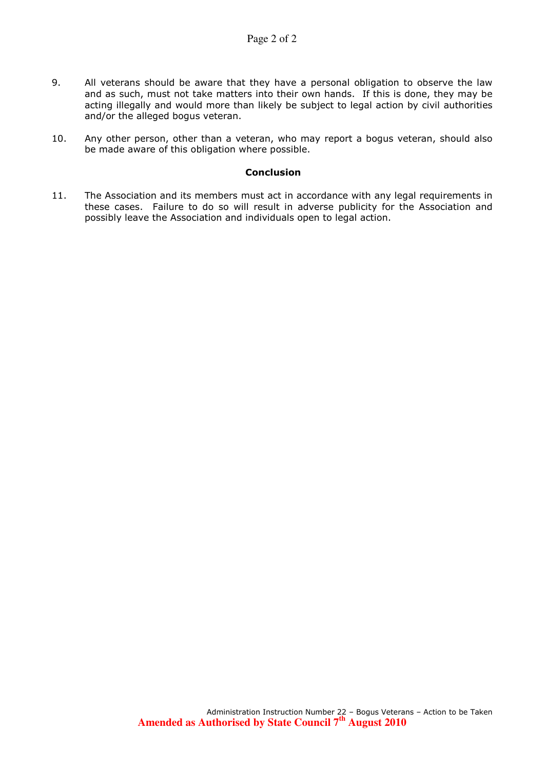9. All veterans should be aware that they have a personal obligation to observe the law and as such, must not take matters into their own hands. If this is done, they may be acting illegally and would more than likely be subject to legal action by civil authorities and/or the alleged bogus veteran.

10. Any other person, other than a veteran, who may report a bogus veteran, should also be made aware of this obligation where possible.

### Conclusion

11. The Association and its members must act in accordance with any legal requirements in these cases. Failure to do so will result in adverse publicity for the Association and possibly leave the Association and individuals open to legal action.